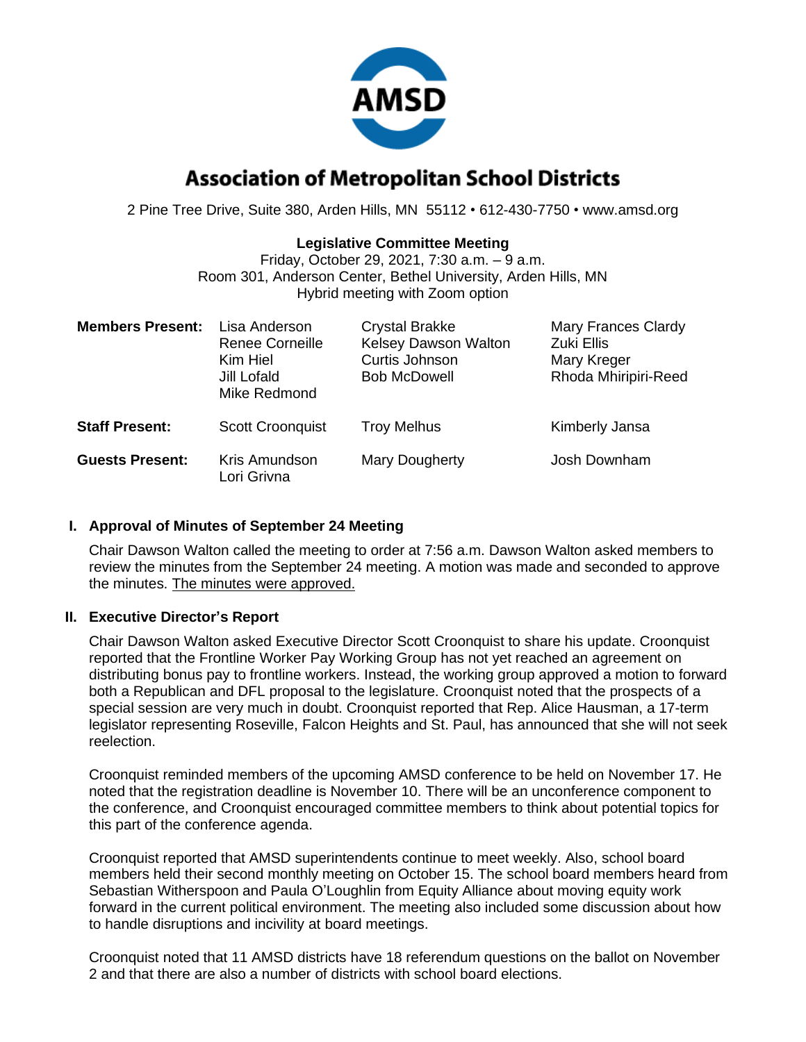# Association of Metropolitan School Districts

2 Pine Tree Drive, Suite 380, Arden Hills, MN 55112 • 612-430-7750 • www.amsd.org

**Legislative Committee Meeting**
Friday, October 29, 2021, 7:30 a.m. – 9 a.m.
Room 301, Anderson Center, Bethel University, Arden Hills, MN
Hybrid meeting with Zoom option

| | | | |
|---|---|---|---|
| **Members Present:** | Lisa Anderson<br>Renee Corneille<br>Kim Hiel<br>Jill Lofald<br>Mike Redmond | Crystal Brakke<br>Kelsey Dawson Walton<br>Curtis Johnson<br>Bob McDowell | Mary Frances Clardy<br>Zuki Ellis<br>Mary Kreger<br>Rhoda Mhiripiri-Reed |
| **Staff Present:** | Scott Croonquist | Troy Melhus | Kimberly Jansa |
| **Guests Present:** | Kris Amundson<br>Lori Grivna | Mary Dougherty | Josh Downham |

## I. Approval of Minutes of September 24 Meeting

Chair Dawson Walton called the meeting to order at 7:56 a.m. Dawson Walton asked members to review the minutes from the September 24 meeting. A motion was made and seconded to approve the minutes. <u>The minutes were approved.</u>

## II. Executive Director's Report

Chair Dawson Walton asked Executive Director Scott Croonquist to share his update. Croonquist reported that the Frontline Worker Pay Working Group has not yet reached an agreement on distributing bonus pay to frontline workers. Instead, the working group approved a motion to forward both a Republican and DFL proposal to the legislature. Croonquist noted that the prospects of a special session are very much in doubt. Croonquist reported that Rep. Alice Hausman, a 17-term legislator representing Roseville, Falcon Heights and St. Paul, has announced that she will not seek reelection.

Croonquist reminded members of the upcoming AMSD conference to be held on November 17. He noted that the registration deadline is November 10. There will be an unconference component to the conference, and Croonquist encouraged committee members to think about potential topics for this part of the conference agenda.

Croonquist reported that AMSD superintendents continue to meet weekly. Also, school board members held their second monthly meeting on October 15. The school board members heard from Sebastian Witherspoon and Paula O'Loughlin from Equity Alliance about moving equity work forward in the current political environment. The meeting also included some discussion about how to handle disruptions and incivility at board meetings.

Croonquist noted that 11 AMSD districts have 18 referendum questions on the ballot on November 2 and that there are also a number of districts with school board elections.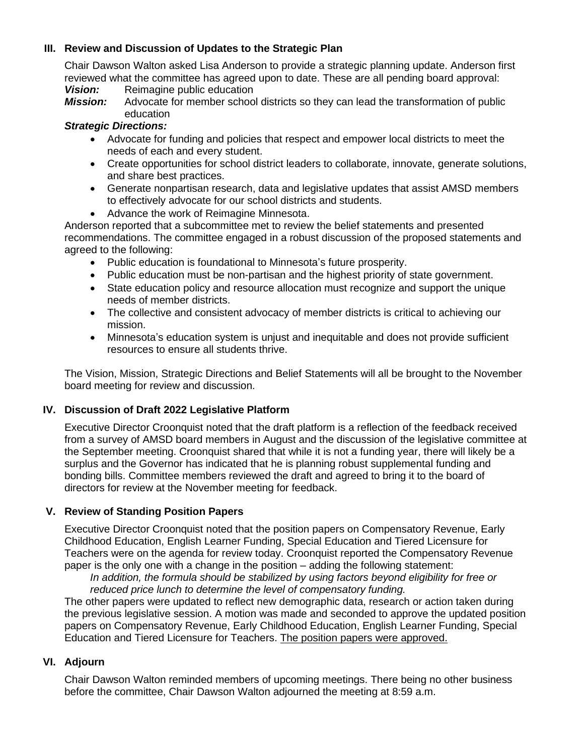## III. Review and Discussion of Updates to the Strategic Plan

Chair Dawson Walton asked Lisa Anderson to provide a strategic planning update. Anderson first reviewed what the committee has agreed upon to date. These are all pending board approval:

***Vision:*** Reimagine public education

***Mission:*** Advocate for member school districts so they can lead the transformation of public education

***Strategic Directions:***

- Advocate for funding and policies that respect and empower local districts to meet the needs of each and every student.
- Create opportunities for school district leaders to collaborate, innovate, generate solutions, and share best practices.
- Generate nonpartisan research, data and legislative updates that assist AMSD members to effectively advocate for our school districts and students.
- Advance the work of Reimagine Minnesota.

Anderson reported that a subcommittee met to review the belief statements and presented recommendations. The committee engaged in a robust discussion of the proposed statements and agreed to the following:

- Public education is foundational to Minnesota's future prosperity.
- Public education must be non-partisan and the highest priority of state government.
- State education policy and resource allocation must recognize and support the unique needs of member districts.
- The collective and consistent advocacy of member districts is critical to achieving our mission.
- Minnesota's education system is unjust and inequitable and does not provide sufficient resources to ensure all students thrive.

The Vision, Mission, Strategic Directions and Belief Statements will all be brought to the November board meeting for review and discussion.

## IV. Discussion of Draft 2022 Legislative Platform

Executive Director Croonquist noted that the draft platform is a reflection of the feedback received from a survey of AMSD board members in August and the discussion of the legislative committee at the September meeting. Croonquist shared that while it is not a funding year, there will likely be a surplus and the Governor has indicated that he is planning robust supplemental funding and bonding bills. Committee members reviewed the draft and agreed to bring it to the board of directors for review at the November meeting for feedback.

## V. Review of Standing Position Papers

Executive Director Croonquist noted that the position papers on Compensatory Revenue, Early Childhood Education, English Learner Funding, Special Education and Tiered Licensure for Teachers were on the agenda for review today. Croonquist reported the Compensatory Revenue paper is the only one with a change in the position – adding the following statement:

*In addition, the formula should be stabilized by using factors beyond eligibility for free or reduced price lunch to determine the level of compensatory funding.*

The other papers were updated to reflect new demographic data, research or action taken during the previous legislative session. A motion was made and seconded to approve the updated position papers on Compensatory Revenue, Early Childhood Education, English Learner Funding, Special Education and Tiered Licensure for Teachers. <u>The position papers were approved.</u>

## VI. Adjourn

Chair Dawson Walton reminded members of upcoming meetings. There being no other business before the committee, Chair Dawson Walton adjourned the meeting at 8:59 a.m.